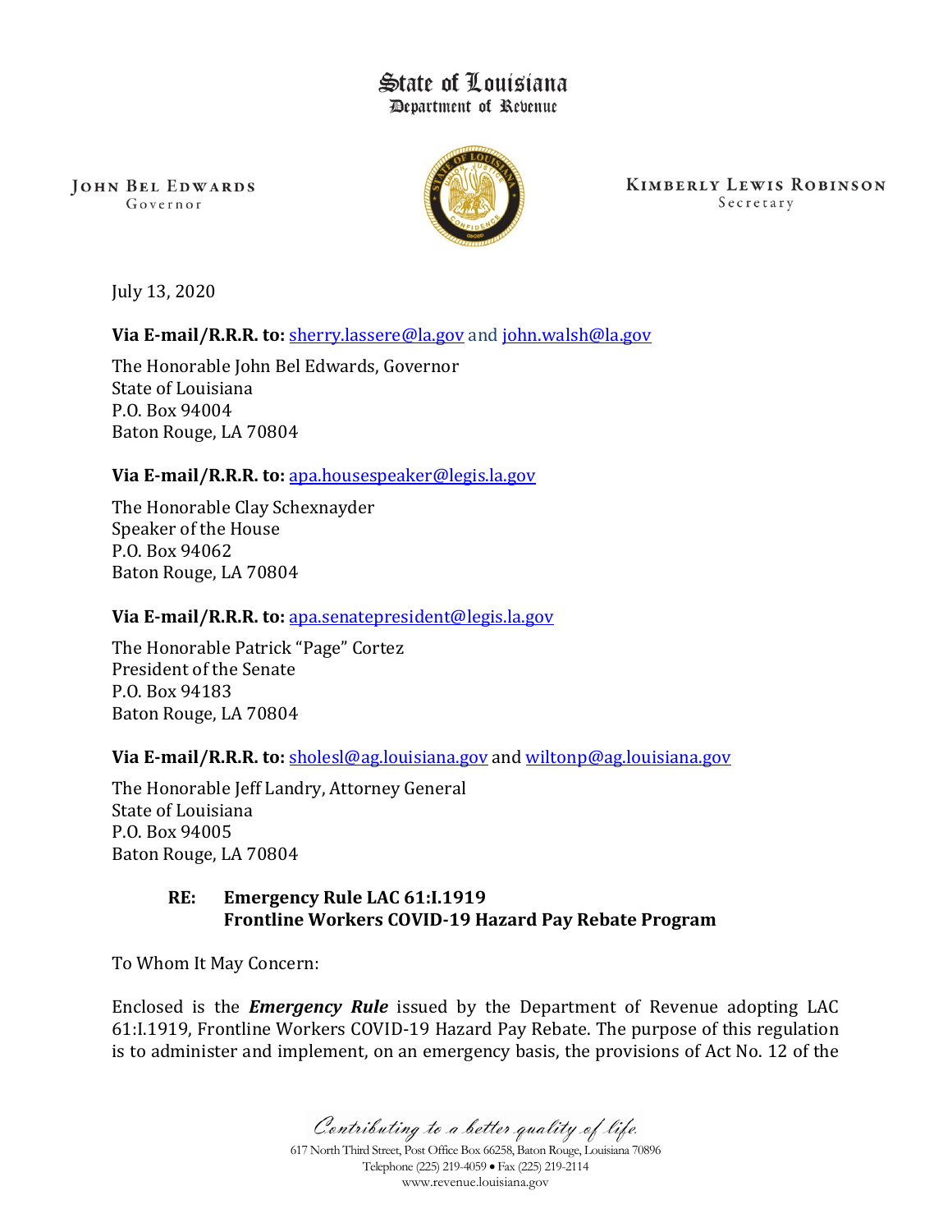# State of Louisiana
## Department of Revenue

**JOHN BEL EDWARDS**
Governor

**KIMBERLY LEWIS ROBINSON**
Secretary

July 13, 2020

**Via E-mail/R.R.R. to:** sherry.lassere@la.gov and john.walsh@la.gov

The Honorable John Bel Edwards, Governor
State of Louisiana
P.O. Box 94004
Baton Rouge, LA 70804

**Via E-mail/R.R.R. to:** apa.housespeaker@legis.la.gov

The Honorable Clay Schexnayder
Speaker of the House
P.O. Box 94062
Baton Rouge, LA 70804

**Via E-mail/R.R.R. to:** apa.senatepresident@legis.la.gov

The Honorable Patrick "Page" Cortez
President of the Senate
P.O. Box 94183
Baton Rouge, LA 70804

**Via E-mail/R.R.R. to:** sholesl@ag.louisiana.gov and wiltonp@ag.louisiana.gov

The Honorable Jeff Landry, Attorney General
State of Louisiana
P.O. Box 94005
Baton Rouge, LA 70804

**RE: Emergency Rule LAC 61:I.1919**
**Frontline Workers COVID-19 Hazard Pay Rebate Program**

To Whom It May Concern:

Enclosed is the ***Emergency Rule*** issued by the Department of Revenue adopting LAC 61:I.1919, Frontline Workers COVID-19 Hazard Pay Rebate. The purpose of this regulation is to administer and implement, on an emergency basis, the provisions of Act No. 12 of the

*Contributing to a better quality of life.*
617 North Third Street, Post Office Box 66258, Baton Rouge, Louisiana 70896
Telephone (225) 219-4059 • Fax (225) 219-2114
www.revenue.louisiana.gov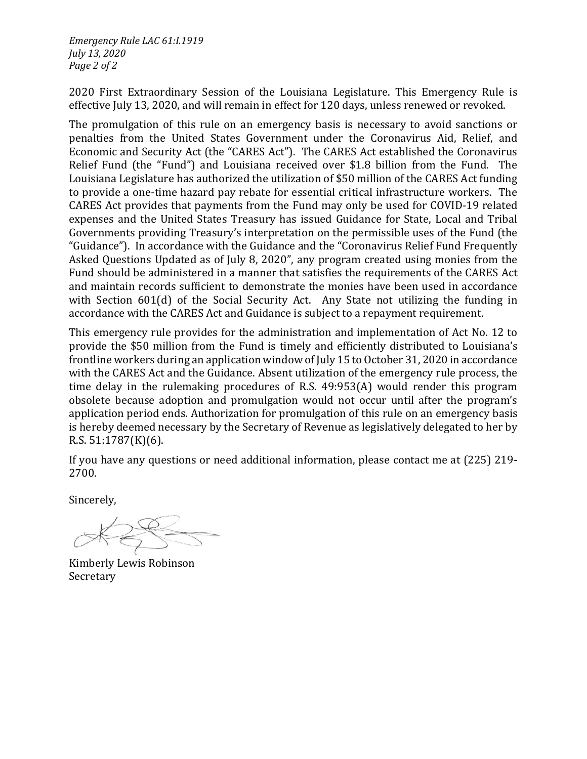2020 First Extraordinary Session of the Louisiana Legislature. This Emergency Rule is effective July 13, 2020, and will remain in effect for 120 days, unless renewed or revoked.

The promulgation of this rule on an emergency basis is necessary to avoid sanctions or penalties from the United States Government under the Coronavirus Aid, Relief, and Economic and Security Act (the "CARES Act"). The CARES Act established the Coronavirus Relief Fund (the "Fund") and Louisiana received over $1.8 billion from the Fund. The Louisiana Legislature has authorized the utilization of $50 million of the CARES Act funding to provide a one-time hazard pay rebate for essential critical infrastructure workers. The CARES Act provides that payments from the Fund may only be used for COVID-19 related expenses and the United States Treasury has issued Guidance for State, Local and Tribal Governments providing Treasury's interpretation on the permissible uses of the Fund (the "Guidance"). In accordance with the Guidance and the "Coronavirus Relief Fund Frequently Asked Questions Updated as of July 8, 2020", any program created using monies from the Fund should be administered in a manner that satisfies the requirements of the CARES Act and maintain records sufficient to demonstrate the monies have been used in accordance with Section 601(d) of the Social Security Act. Any State not utilizing the funding in accordance with the CARES Act and Guidance is subject to a repayment requirement.

This emergency rule provides for the administration and implementation of Act No. 12 to provide the $50 million from the Fund is timely and efficiently distributed to Louisiana's frontline workers during an application window of July 15 to October 31, 2020 in accordance with the CARES Act and the Guidance. Absent utilization of the emergency rule process, the time delay in the rulemaking procedures of R.S. 49:953(A) would render this program obsolete because adoption and promulgation would not occur until after the program's application period ends. Authorization for promulgation of this rule on an emergency basis is hereby deemed necessary by the Secretary of Revenue as legislatively delegated to her by R.S. 51:1787(K)(6).

If you have any questions or need additional information, please contact me at (225) 219-2700.

Sincerely,

Kimberly Lewis Robinson
Secretary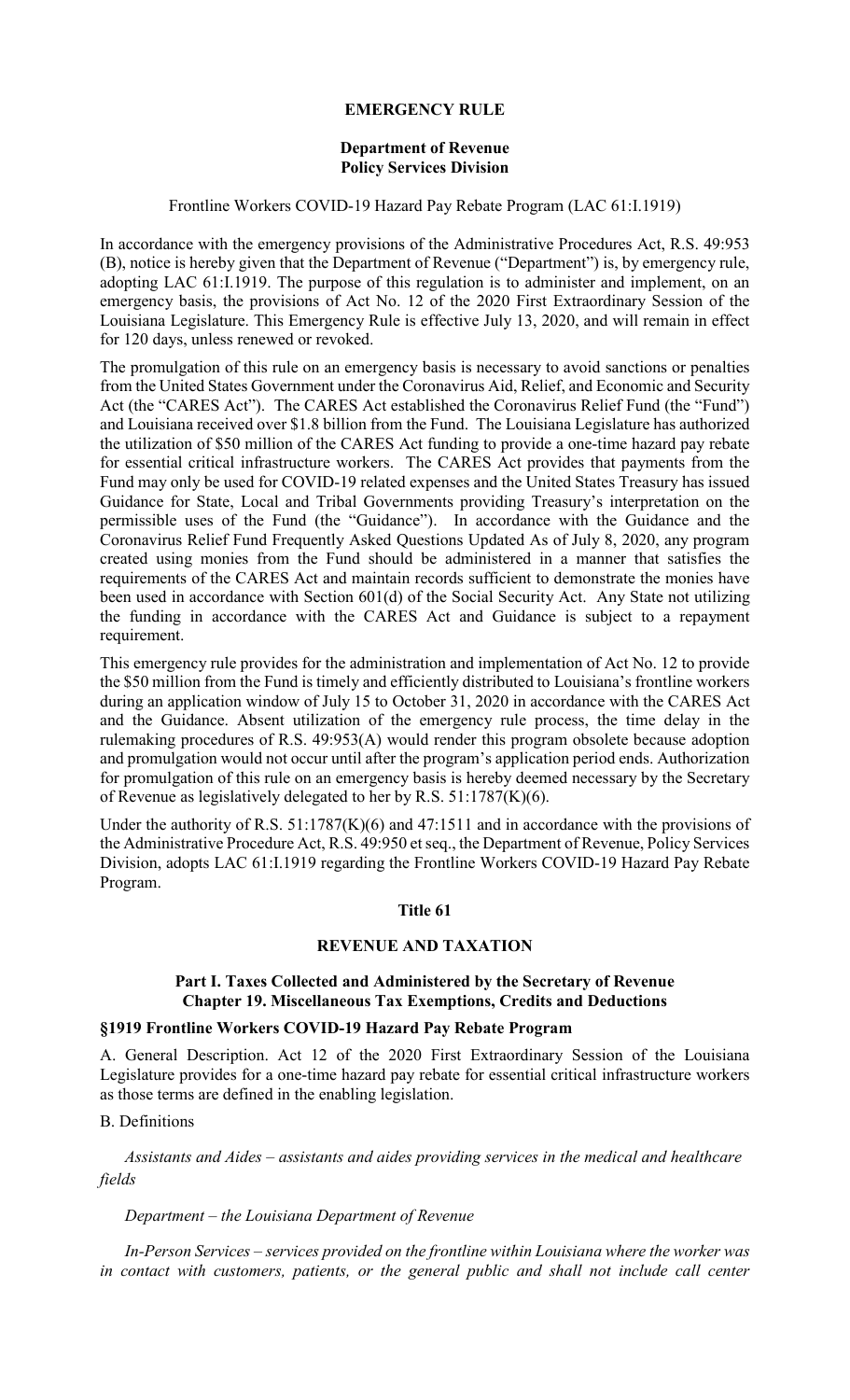**EMERGENCY RULE**

**Department of Revenue**
**Policy Services Division**

Frontline Workers COVID-19 Hazard Pay Rebate Program (LAC 61:I.1919)

In accordance with the emergency provisions of the Administrative Procedures Act, R.S. 49:953 (B), notice is hereby given that the Department of Revenue ("Department") is, by emergency rule, adopting LAC 61:I.1919. The purpose of this regulation is to administer and implement, on an emergency basis, the provisions of Act No. 12 of the 2020 First Extraordinary Session of the Louisiana Legislature. This Emergency Rule is effective July 13, 2020, and will remain in effect for 120 days, unless renewed or revoked.

The promulgation of this rule on an emergency basis is necessary to avoid sanctions or penalties from the United States Government under the Coronavirus Aid, Relief, and Economic and Security Act (the "CARES Act"). The CARES Act established the Coronavirus Relief Fund (the "Fund") and Louisiana received over $1.8 billion from the Fund. The Louisiana Legislature has authorized the utilization of $50 million of the CARES Act funding to provide a one-time hazard pay rebate for essential critical infrastructure workers. The CARES Act provides that payments from the Fund may only be used for COVID-19 related expenses and the United States Treasury has issued Guidance for State, Local and Tribal Governments providing Treasury's interpretation on the permissible uses of the Fund (the "Guidance"). In accordance with the Guidance and the Coronavirus Relief Fund Frequently Asked Questions Updated As of July 8, 2020, any program created using monies from the Fund should be administered in a manner that satisfies the requirements of the CARES Act and maintain records sufficient to demonstrate the monies have been used in accordance with Section 601(d) of the Social Security Act. Any State not utilizing the funding in accordance with the CARES Act and Guidance is subject to a repayment requirement.

This emergency rule provides for the administration and implementation of Act No. 12 to provide the $50 million from the Fund is timely and efficiently distributed to Louisiana's frontline workers during an application window of July 15 to October 31, 2020 in accordance with the CARES Act and the Guidance. Absent utilization of the emergency rule process, the time delay in the rulemaking procedures of R.S. 49:953(A) would render this program obsolete because adoption and promulgation would not occur until after the program's application period ends. Authorization for promulgation of this rule on an emergency basis is hereby deemed necessary by the Secretary of Revenue as legislatively delegated to her by R.S. 51:1787(K)(6).

Under the authority of R.S. 51:1787(K)(6) and 47:1511 and in accordance with the provisions of the Administrative Procedure Act, R.S. 49:950 et seq., the Department of Revenue, Policy Services Division, adopts LAC 61:I.1919 regarding the Frontline Workers COVID-19 Hazard Pay Rebate Program.

**Title 61**

**REVENUE AND TAXATION**

**Part I. Taxes Collected and Administered by the Secretary of Revenue**
**Chapter 19. Miscellaneous Tax Exemptions, Credits and Deductions**

**§1919 Frontline Workers COVID-19 Hazard Pay Rebate Program**

A. General Description. Act 12 of the 2020 First Extraordinary Session of the Louisiana Legislature provides for a one-time hazard pay rebate for essential critical infrastructure workers as those terms are defined in the enabling legislation.

B. Definitions

*Assistants and Aides – assistants and aides providing services in the medical and healthcare fields*

*Department – the Louisiana Department of Revenue*

*In-Person Services – services provided on the frontline within Louisiana where the worker was in contact with customers, patients, or the general public and shall not include call center*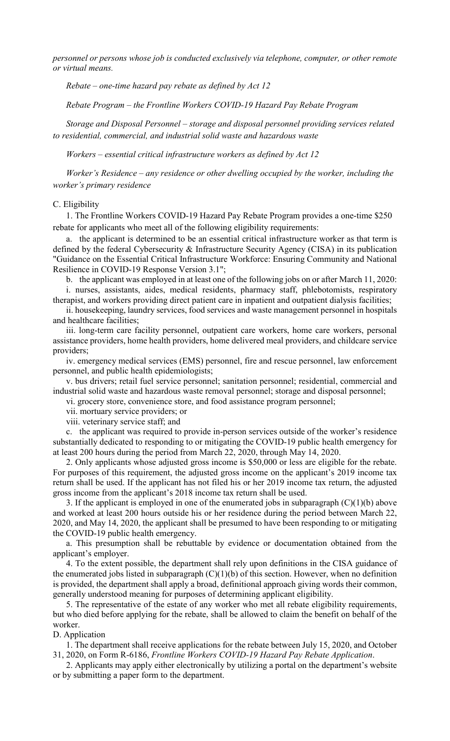*personnel or persons whose job is conducted exclusively via telephone, computer, or other remote or virtual means.*

*Rebate – one-time hazard pay rebate as defined by Act 12*

*Rebate Program – the Frontline Workers COVID-19 Hazard Pay Rebate Program*

*Storage and Disposal Personnel – storage and disposal personnel providing services related to residential, commercial, and industrial solid waste and hazardous waste*

*Workers – essential critical infrastructure workers as defined by Act 12*

*Worker's Residence – any residence or other dwelling occupied by the worker, including the worker's primary residence*

C. Eligibility

1. The Frontline Workers COVID-19 Hazard Pay Rebate Program provides a one-time $250 rebate for applicants who meet all of the following eligibility requirements:

a. the applicant is determined to be an essential critical infrastructure worker as that term is defined by the federal Cybersecurity & Infrastructure Security Agency (CISA) in its publication "Guidance on the Essential Critical Infrastructure Workforce: Ensuring Community and National Resilience in COVID-19 Response Version 3.1";

b. the applicant was employed in at least one of the following jobs on or after March 11, 2020:

i. nurses, assistants, aides, medical residents, pharmacy staff, phlebotomists, respiratory therapist, and workers providing direct patient care in inpatient and outpatient dialysis facilities;

ii. housekeeping, laundry services, food services and waste management personnel in hospitals and healthcare facilities;

iii. long-term care facility personnel, outpatient care workers, home care workers, personal assistance providers, home health providers, home delivered meal providers, and childcare service providers;

iv. emergency medical services (EMS) personnel, fire and rescue personnel, law enforcement personnel, and public health epidemiologists;

v. bus drivers; retail fuel service personnel; sanitation personnel; residential, commercial and industrial solid waste and hazardous waste removal personnel; storage and disposal personnel;

vi. grocery store, convenience store, and food assistance program personnel;

vii. mortuary service providers; or

viii. veterinary service staff; and

c. the applicant was required to provide in-person services outside of the worker's residence substantially dedicated to responding to or mitigating the COVID-19 public health emergency for at least 200 hours during the period from March 22, 2020, through May 14, 2020.

2. Only applicants whose adjusted gross income is $50,000 or less are eligible for the rebate. For purposes of this requirement, the adjusted gross income on the applicant's 2019 income tax return shall be used. If the applicant has not filed his or her 2019 income tax return, the adjusted gross income from the applicant's 2018 income tax return shall be used.

3. If the applicant is employed in one of the enumerated jobs in subparagraph (C)(1)(b) above and worked at least 200 hours outside his or her residence during the period between March 22, 2020, and May 14, 2020, the applicant shall be presumed to have been responding to or mitigating the COVID-19 public health emergency.

a. This presumption shall be rebuttable by evidence or documentation obtained from the applicant's employer.

4. To the extent possible, the department shall rely upon definitions in the CISA guidance of the enumerated jobs listed in subparagraph (C)(1)(b) of this section. However, when no definition is provided, the department shall apply a broad, definitional approach giving words their common, generally understood meaning for purposes of determining applicant eligibility.

5. The representative of the estate of any worker who met all rebate eligibility requirements, but who died before applying for the rebate, shall be allowed to claim the benefit on behalf of the worker.

D. Application

1. The department shall receive applications for the rebate between July 15, 2020, and October 31, 2020, on Form R-6186, *Frontline Workers COVID-19 Hazard Pay Rebate Application*.

2. Applicants may apply either electronically by utilizing a portal on the department's website or by submitting a paper form to the department.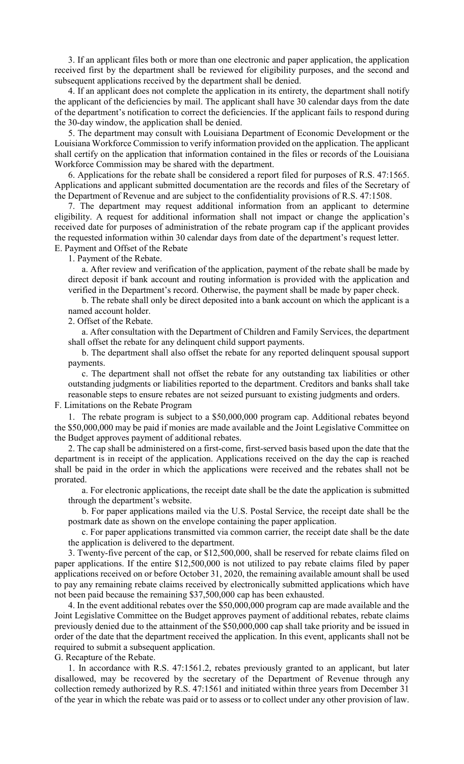3. If an applicant files both or more than one electronic and paper application, the application received first by the department shall be reviewed for eligibility purposes, and the second and subsequent applications received by the department shall be denied.

4. If an applicant does not complete the application in its entirety, the department shall notify the applicant of the deficiencies by mail. The applicant shall have 30 calendar days from the date of the department's notification to correct the deficiencies. If the applicant fails to respond during the 30-day window, the application shall be denied.

5. The department may consult with Louisiana Department of Economic Development or the Louisiana Workforce Commission to verify information provided on the application. The applicant shall certify on the application that information contained in the files or records of the Louisiana Workforce Commission may be shared with the department.

6. Applications for the rebate shall be considered a report filed for purposes of R.S. 47:1565. Applications and applicant submitted documentation are the records and files of the Secretary of the Department of Revenue and are subject to the confidentiality provisions of R.S. 47:1508.

7. The department may request additional information from an applicant to determine eligibility. A request for additional information shall not impact or change the application's received date for purposes of administration of the rebate program cap if the applicant provides the requested information within 30 calendar days from date of the department's request letter.

E. Payment and Offset of the Rebate

1. Payment of the Rebate.

a. After review and verification of the application, payment of the rebate shall be made by direct deposit if bank account and routing information is provided with the application and verified in the Department's record. Otherwise, the payment shall be made by paper check.

b. The rebate shall only be direct deposited into a bank account on which the applicant is a named account holder.

2. Offset of the Rebate.

a. After consultation with the Department of Children and Family Services, the department shall offset the rebate for any delinquent child support payments.

b. The department shall also offset the rebate for any reported delinquent spousal support payments.

c. The department shall not offset the rebate for any outstanding tax liabilities or other outstanding judgments or liabilities reported to the department. Creditors and banks shall take reasonable steps to ensure rebates are not seized pursuant to existing judgments and orders.

F. Limitations on the Rebate Program

1. The rebate program is subject to a $50,000,000 program cap. Additional rebates beyond the $50,000,000 may be paid if monies are made available and the Joint Legislative Committee on the Budget approves payment of additional rebates.

2. The cap shall be administered on a first-come, first-served basis based upon the date that the department is in receipt of the application. Applications received on the day the cap is reached shall be paid in the order in which the applications were received and the rebates shall not be prorated.

a. For electronic applications, the receipt date shall be the date the application is submitted through the department's website.

b. For paper applications mailed via the U.S. Postal Service, the receipt date shall be the postmark date as shown on the envelope containing the paper application.

c. For paper applications transmitted via common carrier, the receipt date shall be the date the application is delivered to the department.

3. Twenty-five percent of the cap, or $12,500,000, shall be reserved for rebate claims filed on paper applications. If the entire $12,500,000 is not utilized to pay rebate claims filed by paper applications received on or before October 31, 2020, the remaining available amount shall be used to pay any remaining rebate claims received by electronically submitted applications which have not been paid because the remaining $37,500,000 cap has been exhausted.

4. In the event additional rebates over the $50,000,000 program cap are made available and the Joint Legislative Committee on the Budget approves payment of additional rebates, rebate claims previously denied due to the attainment of the $50,000,000 cap shall take priority and be issued in order of the date that the department received the application. In this event, applicants shall not be required to submit a subsequent application.

G. Recapture of the Rebate.

1. In accordance with R.S. 47:1561.2, rebates previously granted to an applicant, but later disallowed, may be recovered by the secretary of the Department of Revenue through any collection remedy authorized by R.S. 47:1561 and initiated within three years from December 31 of the year in which the rebate was paid or to assess or to collect under any other provision of law.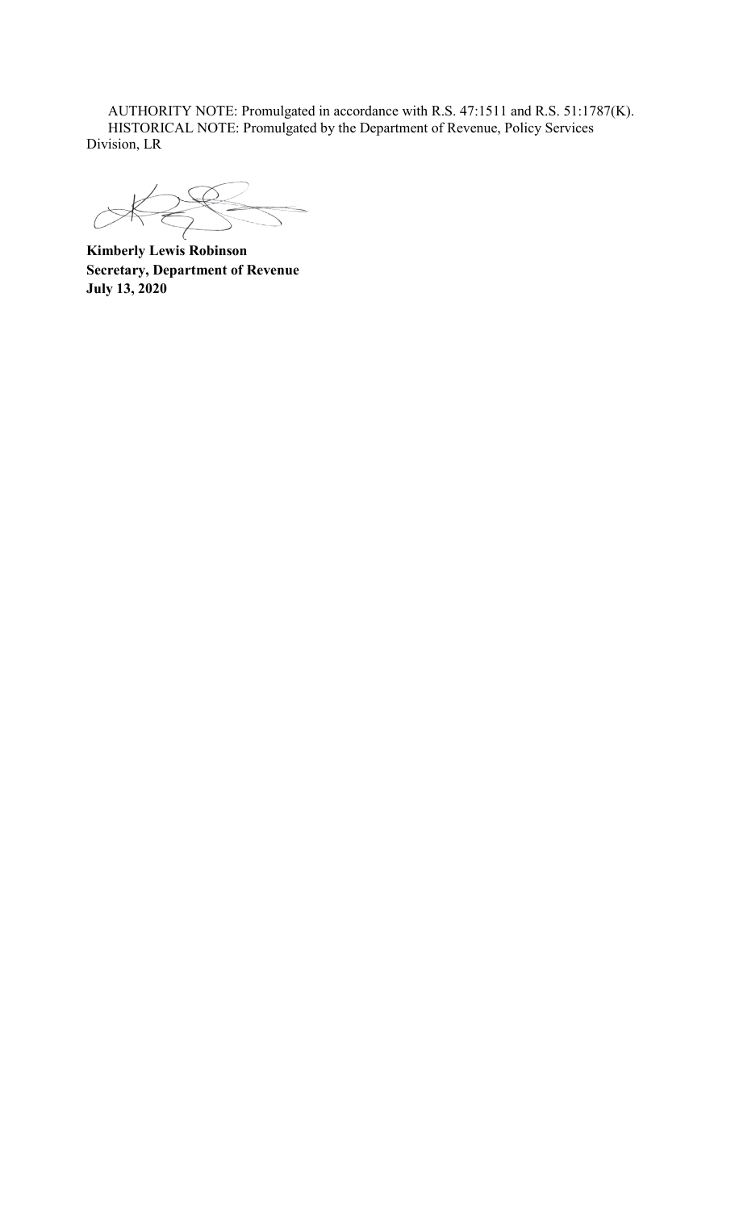AUTHORITY NOTE: Promulgated in accordance with R.S. 47:1511 and R.S. 51:1787(K).
HISTORICAL NOTE: Promulgated by the Department of Revenue, Policy Services Division, LR

**Kimberly Lewis Robinson**
**Secretary, Department of Revenue**
**July 13, 2020**